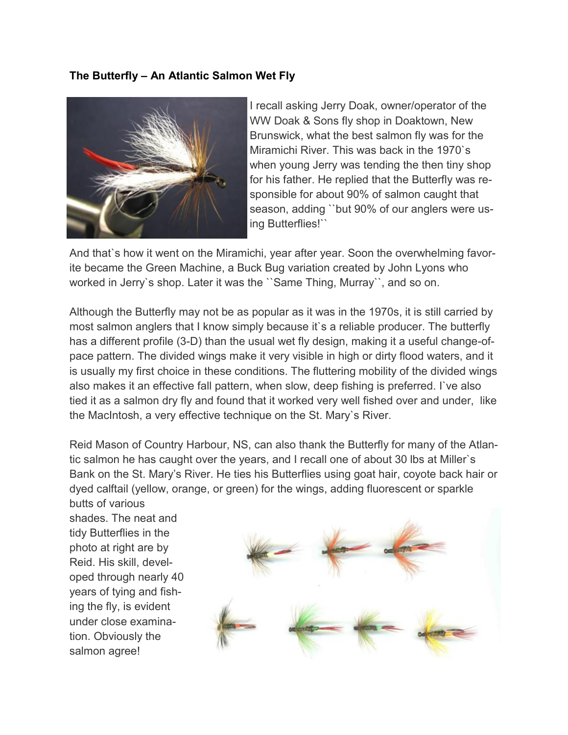**The Butterfly – An Atlantic Salmon Wet Fly**

I recall asking Jerry Doak, owner/operator of the WW Doak & Sons fly shop in Doaktown, New Brunswick, what the best salmon fly was for the Miramichi River. This was back in the 1970`s when young Jerry was tending the then tiny shop for his father. He replied that the Butterfly was responsible for about 90% of salmon caught that season, adding ``but 90% of our anglers were using Butterflies!``

And that`s how it went on the Miramichi, year after year. Soon the overwhelming favorite became the Green Machine, a Buck Bug variation created by John Lyons who worked in Jerry`s shop. Later it was the ``Same Thing, Murray``, and so on.

Although the Butterfly may not be as popular as it was in the 1970s, it is still carried by most salmon anglers that I know simply because it`s a reliable producer. The butterfly has a different profile (3-D) than the usual wet fly design, making it a useful change-of-pace pattern. The divided wings make it very visible in high or dirty flood waters, and it is usually my first choice in these conditions. The fluttering mobility of the divided wings also makes it an effective fall pattern, when slow, deep fishing is preferred. I`ve also tied it as a salmon dry fly and found that it worked very well fished over and under, like the MacIntosh, a very effective technique on the St. Mary`s River.

Reid Mason of Country Harbour, NS, can also thank the Butterfly for many of the Atlantic salmon he has caught over the years, and I recall one of about 30 lbs at Miller`s Bank on the St. Mary's River. He ties his Butterflies using goat hair, coyote back hair or dyed calftail (yellow, orange, or green) for the wings, adding fluorescent or sparkle butts of various shades. The neat and tidy Butterflies in the photo at right are by Reid. His skill, developed through nearly 40 years of tying and fishing the fly, is evident under close examination. Obviously the salmon agree!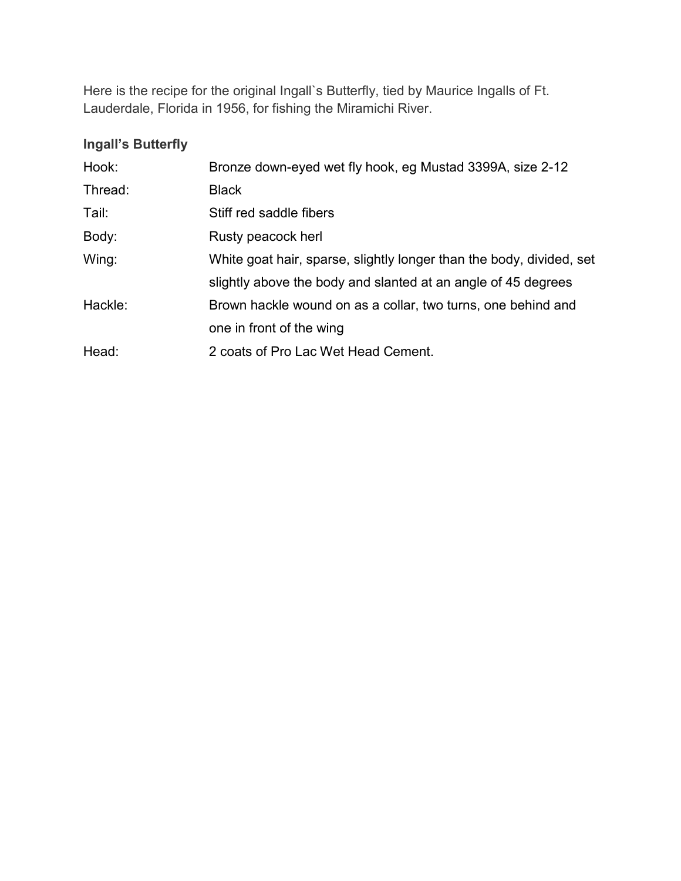Here is the recipe for the original Ingall`s Butterfly, tied by Maurice Ingalls of Ft. Lauderdale, Florida in 1956, for fishing the Miramichi River.

**Ingall's Butterfly**

| | |
|---|---|
| Hook: | Bronze down-eyed wet fly hook, eg Mustad 3399A, size 2-12 |
| Thread: | Black |
| Tail: | Stiff red saddle fibers |
| Body: | Rusty peacock herl |
| Wing: | White goat hair, sparse, slightly longer than the body, divided, set slightly above the body and slanted at an angle of 45 degrees |
| Hackle: | Brown hackle wound on as a collar, two turns, one behind and one in front of the wing |
| Head: | 2 coats of Pro Lac Wet Head Cement. |